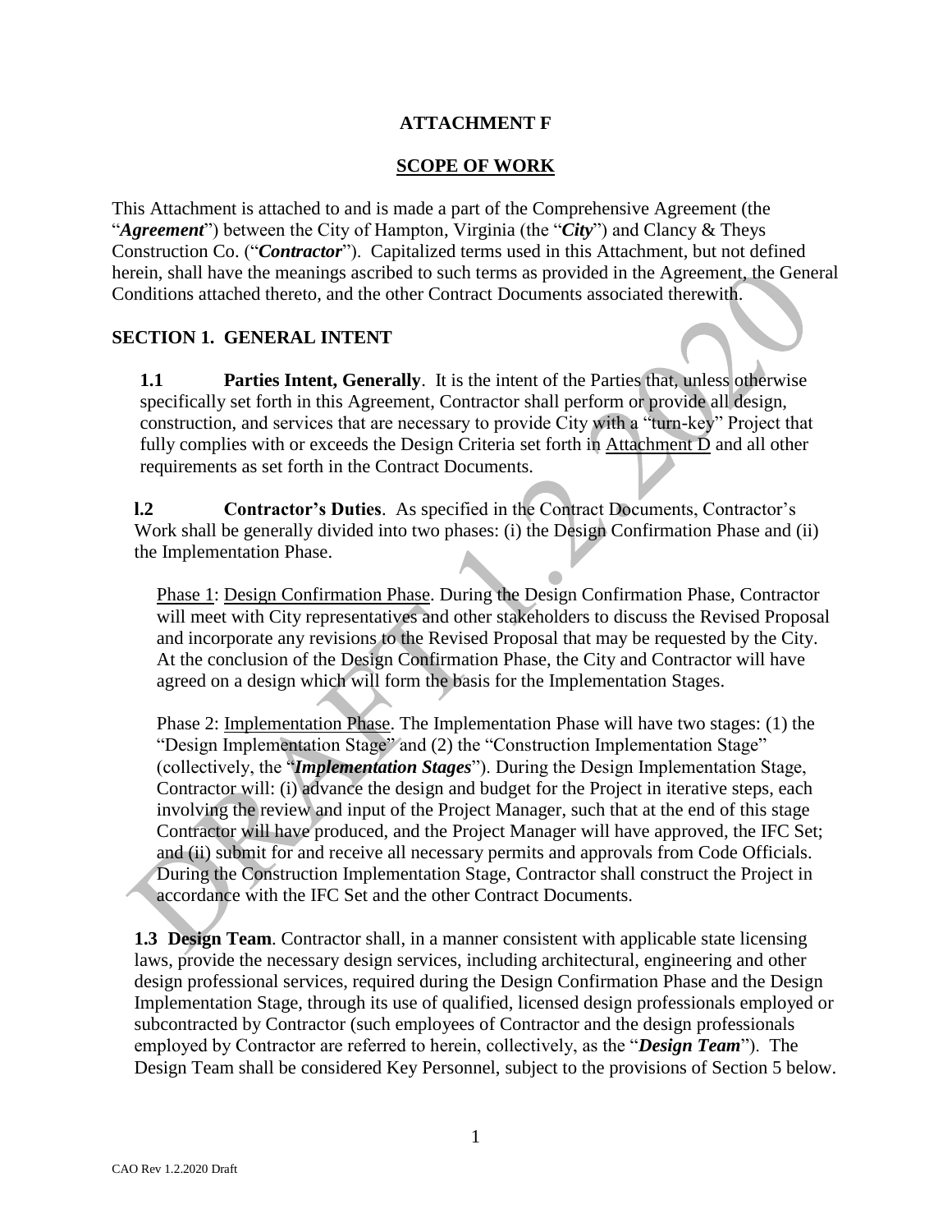# ATTACHMENT F

## SCOPE OF WORK

This Attachment is attached to and is made a part of the Comprehensive Agreement (the "***Agreement***") between the City of Hampton, Virginia (the "***City***") and Clancy & Theys Construction Co. ("***Contractor***"). Capitalized terms used in this Attachment, but not defined herein, shall have the meanings ascribed to such terms as provided in the Agreement, the General Conditions attached thereto, and the other Contract Documents associated therewith.

## SECTION 1. GENERAL INTENT

**1.1 Parties Intent, Generally**. It is the intent of the Parties that, unless otherwise specifically set forth in this Agreement, Contractor shall perform or provide all design, construction, and services that are necessary to provide City with a "turn-key" Project that fully complies with or exceeds the Design Criteria set forth in Attachment D and all other requirements as set forth in the Contract Documents.

**l.2 Contractor's Duties**. As specified in the Contract Documents, Contractor's Work shall be generally divided into two phases: (i) the Design Confirmation Phase and (ii) the Implementation Phase.

Phase 1: Design Confirmation Phase. During the Design Confirmation Phase, Contractor will meet with City representatives and other stakeholders to discuss the Revised Proposal and incorporate any revisions to the Revised Proposal that may be requested by the City. At the conclusion of the Design Confirmation Phase, the City and Contractor will have agreed on a design which will form the basis for the Implementation Stages.

Phase 2: Implementation Phase. The Implementation Phase will have two stages: (1) the "Design Implementation Stage" and (2) the "Construction Implementation Stage" (collectively, the "***Implementation Stages***"). During the Design Implementation Stage, Contractor will: (i) advance the design and budget for the Project in iterative steps, each involving the review and input of the Project Manager, such that at the end of this stage Contractor will have produced, and the Project Manager will have approved, the IFC Set; and (ii) submit for and receive all necessary permits and approvals from Code Officials. During the Construction Implementation Stage, Contractor shall construct the Project in accordance with the IFC Set and the other Contract Documents.

**1.3 Design Team**. Contractor shall, in a manner consistent with applicable state licensing laws, provide the necessary design services, including architectural, engineering and other design professional services, required during the Design Confirmation Phase and the Design Implementation Stage, through its use of qualified, licensed design professionals employed or subcontracted by Contractor (such employees of Contractor and the design professionals employed by Contractor are referred to herein, collectively, as the "***Design Team***"). The Design Team shall be considered Key Personnel, subject to the provisions of Section 5 below.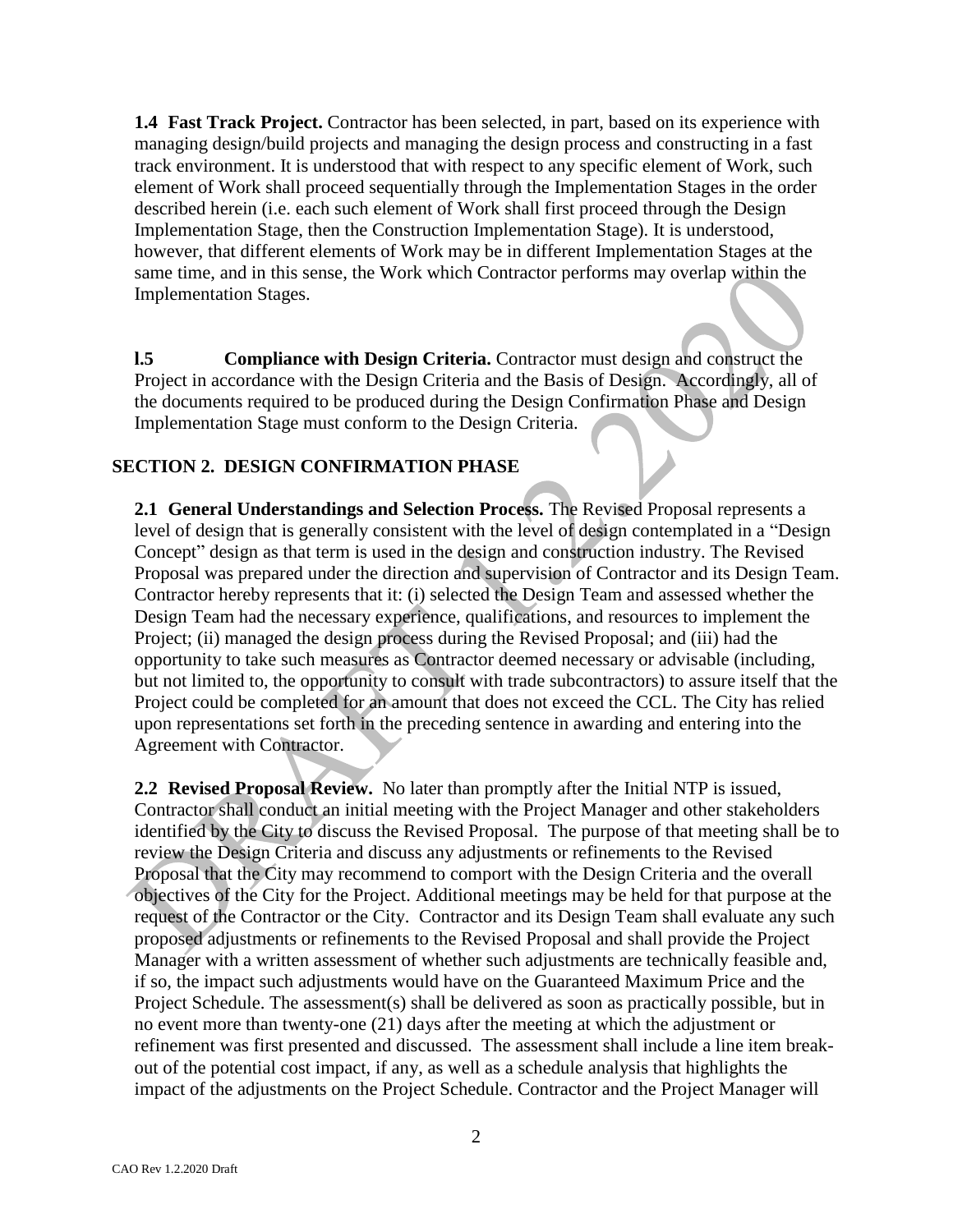**1.4 Fast Track Project.** Contractor has been selected, in part, based on its experience with managing design/build projects and managing the design process and constructing in a fast track environment. It is understood that with respect to any specific element of Work, such element of Work shall proceed sequentially through the Implementation Stages in the order described herein (i.e. each such element of Work shall first proceed through the Design Implementation Stage, then the Construction Implementation Stage). It is understood, however, that different elements of Work may be in different Implementation Stages at the same time, and in this sense, the Work which Contractor performs may overlap within the Implementation Stages.

**l.5 Compliance with Design Criteria.** Contractor must design and construct the Project in accordance with the Design Criteria and the Basis of Design. Accordingly, all of the documents required to be produced during the Design Confirmation Phase and Design Implementation Stage must conform to the Design Criteria.

## SECTION 2. DESIGN CONFIRMATION PHASE

**2.1 General Understandings and Selection Process.** The Revised Proposal represents a level of design that is generally consistent with the level of design contemplated in a "Design Concept" design as that term is used in the design and construction industry. The Revised Proposal was prepared under the direction and supervision of Contractor and its Design Team. Contractor hereby represents that it: (i) selected the Design Team and assessed whether the Design Team had the necessary experience, qualifications, and resources to implement the Project; (ii) managed the design process during the Revised Proposal; and (iii) had the opportunity to take such measures as Contractor deemed necessary or advisable (including, but not limited to, the opportunity to consult with trade subcontractors) to assure itself that the Project could be completed for an amount that does not exceed the CCL. The City has relied upon representations set forth in the preceding sentence in awarding and entering into the Agreement with Contractor.

**2.2 Revised Proposal Review.** No later than promptly after the Initial NTP is issued, Contractor shall conduct an initial meeting with the Project Manager and other stakeholders identified by the City to discuss the Revised Proposal. The purpose of that meeting shall be to review the Design Criteria and discuss any adjustments or refinements to the Revised Proposal that the City may recommend to comport with the Design Criteria and the overall objectives of the City for the Project. Additional meetings may be held for that purpose at the request of the Contractor or the City. Contractor and its Design Team shall evaluate any such proposed adjustments or refinements to the Revised Proposal and shall provide the Project Manager with a written assessment of whether such adjustments are technically feasible and, if so, the impact such adjustments would have on the Guaranteed Maximum Price and the Project Schedule. The assessment(s) shall be delivered as soon as practically possible, but in no event more than twenty-one (21) days after the meeting at which the adjustment or refinement was first presented and discussed. The assessment shall include a line item break-out of the potential cost impact, if any, as well as a schedule analysis that highlights the impact of the adjustments on the Project Schedule. Contractor and the Project Manager will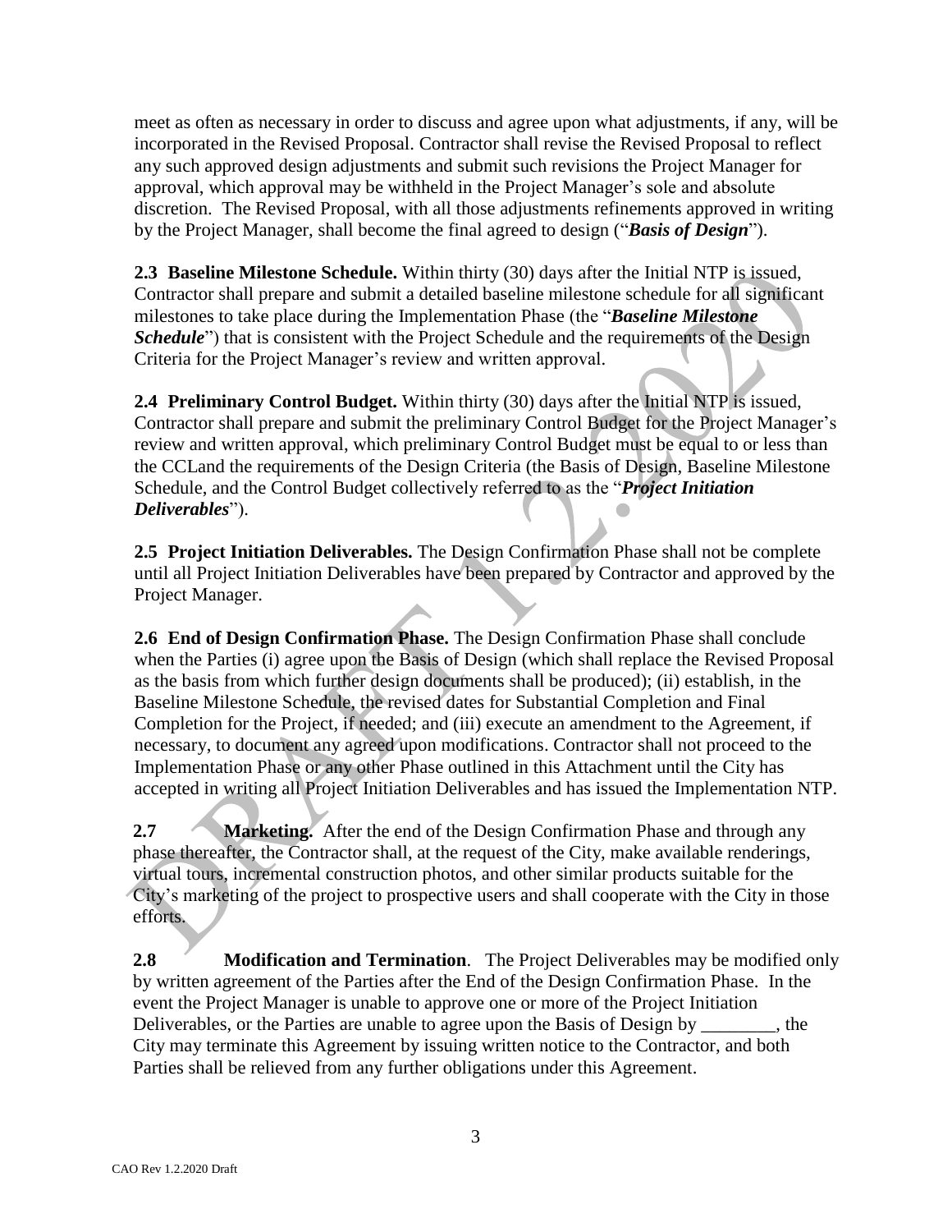meet as often as necessary in order to discuss and agree upon what adjustments, if any, will be incorporated in the Revised Proposal. Contractor shall revise the Revised Proposal to reflect any such approved design adjustments and submit such revisions the Project Manager for approval, which approval may be withheld in the Project Manager's sole and absolute discretion. The Revised Proposal, with all those adjustments refinements approved in writing by the Project Manager, shall become the final agreed to design ("***Basis of Design***").

**2.3 Baseline Milestone Schedule.** Within thirty (30) days after the Initial NTP is issued, Contractor shall prepare and submit a detailed baseline milestone schedule for all significant milestones to take place during the Implementation Phase (the "***Baseline Milestone Schedule***") that is consistent with the Project Schedule and the requirements of the Design Criteria for the Project Manager's review and written approval.

**2.4 Preliminary Control Budget.** Within thirty (30) days after the Initial NTP is issued, Contractor shall prepare and submit the preliminary Control Budget for the Project Manager's review and written approval, which preliminary Control Budget must be equal to or less than the CCLand the requirements of the Design Criteria (the Basis of Design, Baseline Milestone Schedule, and the Control Budget collectively referred to as the "***Project Initiation Deliverables***").

**2.5 Project Initiation Deliverables.** The Design Confirmation Phase shall not be complete until all Project Initiation Deliverables have been prepared by Contractor and approved by the Project Manager.

**2.6 End of Design Confirmation Phase.** The Design Confirmation Phase shall conclude when the Parties (i) agree upon the Basis of Design (which shall replace the Revised Proposal as the basis from which further design documents shall be produced); (ii) establish, in the Baseline Milestone Schedule, the revised dates for Substantial Completion and Final Completion for the Project, if needed; and (iii) execute an amendment to the Agreement, if necessary, to document any agreed upon modifications. Contractor shall not proceed to the Implementation Phase or any other Phase outlined in this Attachment until the City has accepted in writing all Project Initiation Deliverables and has issued the Implementation NTP.

**2.7 Marketing.** After the end of the Design Confirmation Phase and through any phase thereafter, the Contractor shall, at the request of the City, make available renderings, virtual tours, incremental construction photos, and other similar products suitable for the City's marketing of the project to prospective users and shall cooperate with the City in those efforts.

**2.8 Modification and Termination**. The Project Deliverables may be modified only by written agreement of the Parties after the End of the Design Confirmation Phase. In the event the Project Manager is unable to approve one or more of the Project Initiation Deliverables, or the Parties are unable to agree upon the Basis of Design by ________, the City may terminate this Agreement by issuing written notice to the Contractor, and both Parties shall be relieved from any further obligations under this Agreement.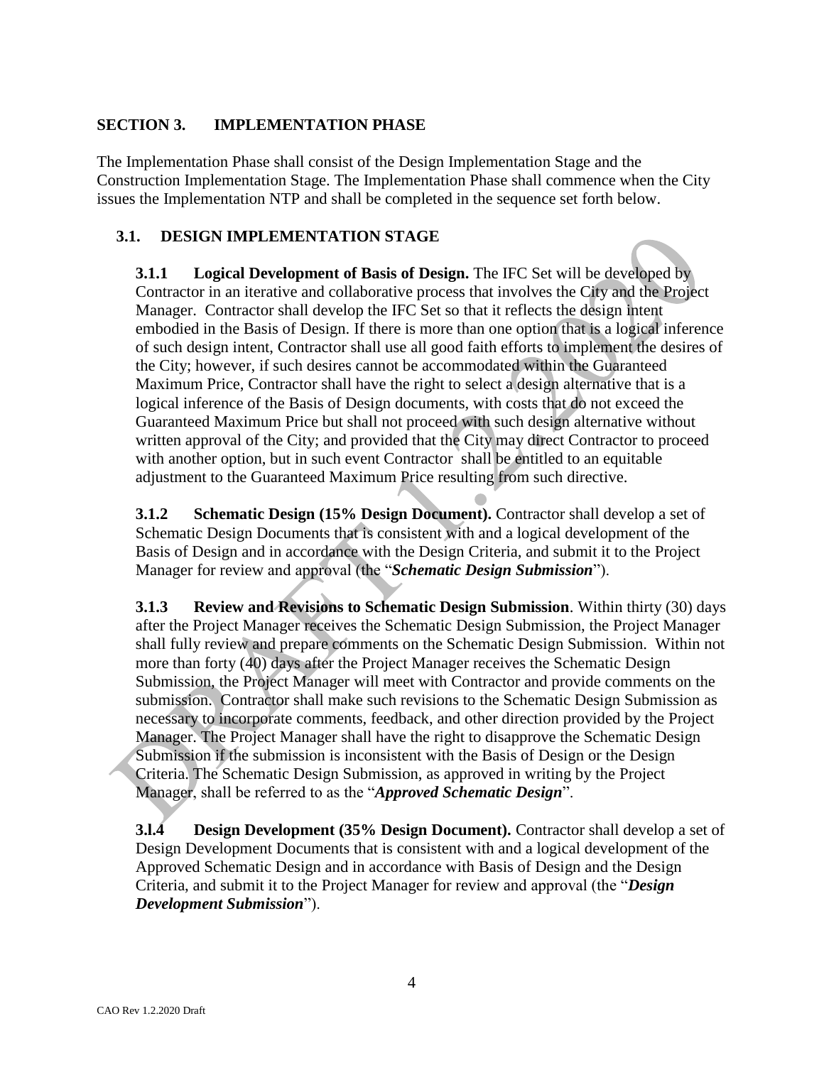## SECTION 3. IMPLEMENTATION PHASE

The Implementation Phase shall consist of the Design Implementation Stage and the Construction Implementation Stage. The Implementation Phase shall commence when the City issues the Implementation NTP and shall be completed in the sequence set forth below.

### 3.1. DESIGN IMPLEMENTATION STAGE

**3.1.1 Logical Development of Basis of Design.** The IFC Set will be developed by Contractor in an iterative and collaborative process that involves the City and the Project Manager. Contractor shall develop the IFC Set so that it reflects the design intent embodied in the Basis of Design. If there is more than one option that is a logical inference of such design intent, Contractor shall use all good faith efforts to implement the desires of the City; however, if such desires cannot be accommodated within the Guaranteed Maximum Price, Contractor shall have the right to select a design alternative that is a logical inference of the Basis of Design documents, with costs that do not exceed the Guaranteed Maximum Price but shall not proceed with such design alternative without written approval of the City; and provided that the City may direct Contractor to proceed with another option, but in such event Contractor shall be entitled to an equitable adjustment to the Guaranteed Maximum Price resulting from such directive.

**3.1.2 Schematic Design (15% Design Document).** Contractor shall develop a set of Schematic Design Documents that is consistent with and a logical development of the Basis of Design and in accordance with the Design Criteria, and submit it to the Project Manager for review and approval (the "***Schematic Design Submission***").

**3.1.3 Review and Revisions to Schematic Design Submission**. Within thirty (30) days after the Project Manager receives the Schematic Design Submission, the Project Manager shall fully review and prepare comments on the Schematic Design Submission. Within not more than forty (40) days after the Project Manager receives the Schematic Design Submission, the Project Manager will meet with Contractor and provide comments on the submission. Contractor shall make such revisions to the Schematic Design Submission as necessary to incorporate comments, feedback, and other direction provided by the Project Manager. The Project Manager shall have the right to disapprove the Schematic Design Submission if the submission is inconsistent with the Basis of Design or the Design Criteria. The Schematic Design Submission, as approved in writing by the Project Manager, shall be referred to as the "***Approved Schematic Design***".

**3.l.4 Design Development (35% Design Document).** Contractor shall develop a set of Design Development Documents that is consistent with and a logical development of the Approved Schematic Design and in accordance with Basis of Design and the Design Criteria, and submit it to the Project Manager for review and approval (the "***Design Development Submission***").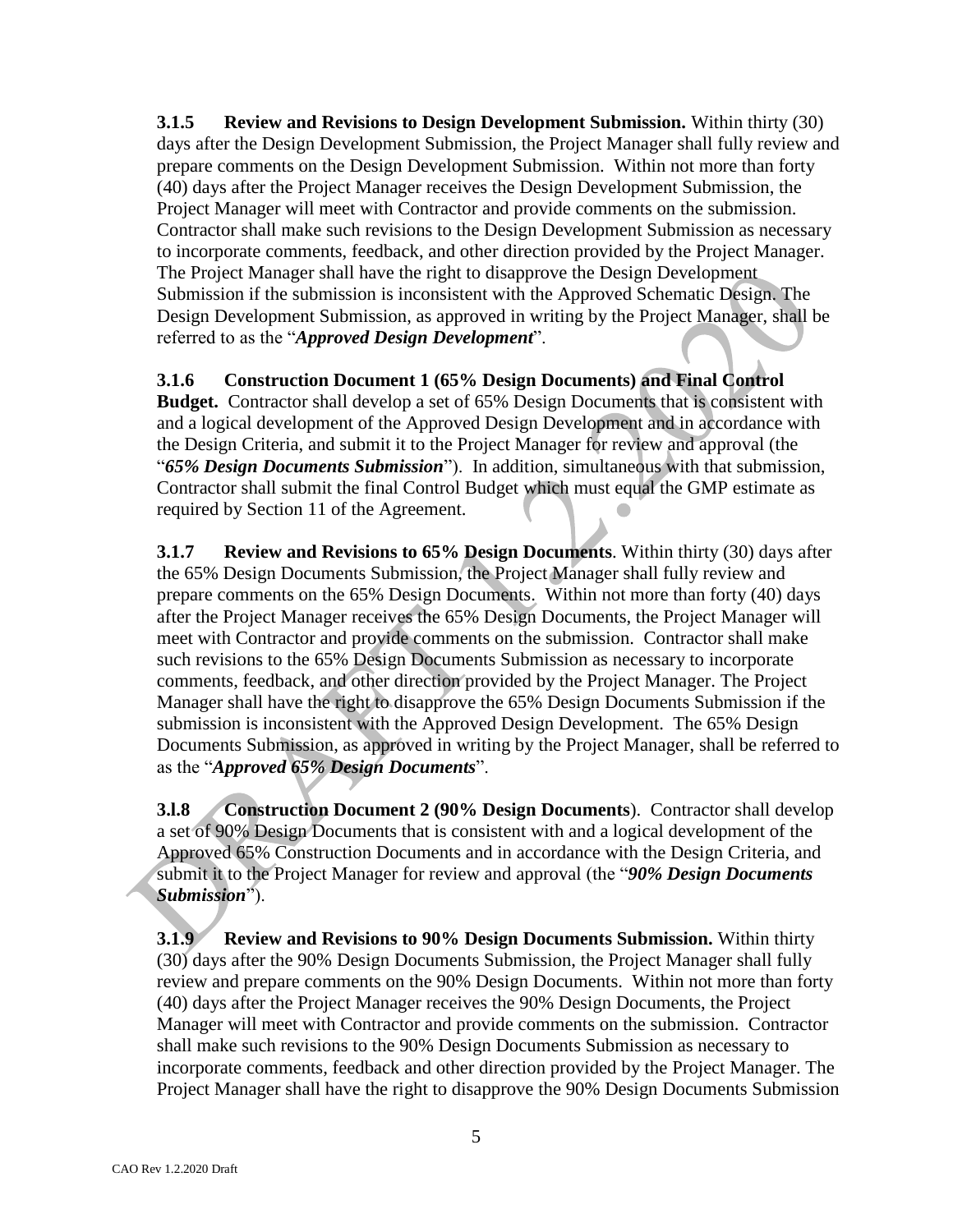**3.1.5 Review and Revisions to Design Development Submission.** Within thirty (30) days after the Design Development Submission, the Project Manager shall fully review and prepare comments on the Design Development Submission. Within not more than forty (40) days after the Project Manager receives the Design Development Submission, the Project Manager will meet with Contractor and provide comments on the submission. Contractor shall make such revisions to the Design Development Submission as necessary to incorporate comments, feedback, and other direction provided by the Project Manager. The Project Manager shall have the right to disapprove the Design Development Submission if the submission is inconsistent with the Approved Schematic Design. The Design Development Submission, as approved in writing by the Project Manager, shall be referred to as the "***Approved Design Development***".

**3.1.6 Construction Document 1 (65% Design Documents) and Final Control Budget.** Contractor shall develop a set of 65% Design Documents that is consistent with and a logical development of the Approved Design Development and in accordance with the Design Criteria, and submit it to the Project Manager for review and approval (the "***65% Design Documents Submission***"). In addition, simultaneous with that submission, Contractor shall submit the final Control Budget which must equal the GMP estimate as required by Section 11 of the Agreement.

**3.1.7 Review and Revisions to 65% Design Documents**. Within thirty (30) days after the 65% Design Documents Submission, the Project Manager shall fully review and prepare comments on the 65% Design Documents. Within not more than forty (40) days after the Project Manager receives the 65% Design Documents, the Project Manager will meet with Contractor and provide comments on the submission. Contractor shall make such revisions to the 65% Design Documents Submission as necessary to incorporate comments, feedback, and other direction provided by the Project Manager. The Project Manager shall have the right to disapprove the 65% Design Documents Submission if the submission is inconsistent with the Approved Design Development. The 65% Design Documents Submission, as approved in writing by the Project Manager, shall be referred to as the "***Approved 65% Design Documents***".

**3.l.8 Construction Document 2 (90% Design Documents**). Contractor shall develop a set of 90% Design Documents that is consistent with and a logical development of the Approved 65% Construction Documents and in accordance with the Design Criteria, and submit it to the Project Manager for review and approval (the "***90% Design Documents Submission***").

**3.1.9 Review and Revisions to 90% Design Documents Submission.** Within thirty (30) days after the 90% Design Documents Submission, the Project Manager shall fully review and prepare comments on the 90% Design Documents. Within not more than forty (40) days after the Project Manager receives the 90% Design Documents, the Project Manager will meet with Contractor and provide comments on the submission. Contractor shall make such revisions to the 90% Design Documents Submission as necessary to incorporate comments, feedback and other direction provided by the Project Manager. The Project Manager shall have the right to disapprove the 90% Design Documents Submission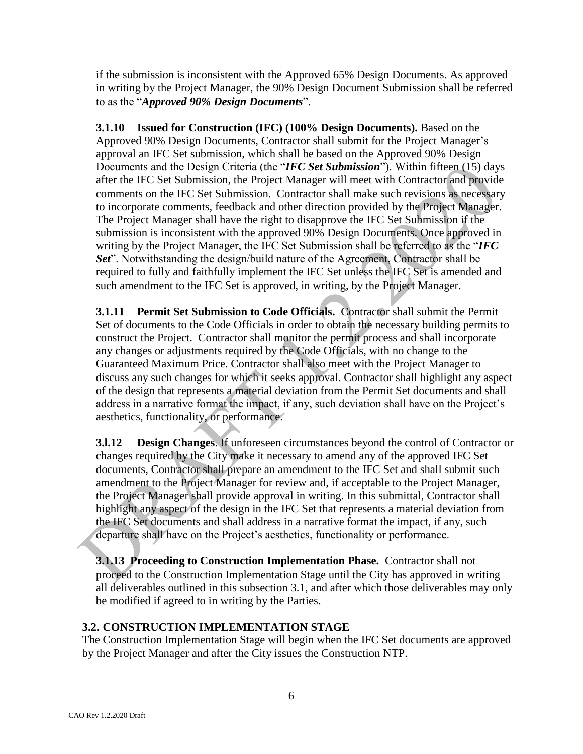if the submission is inconsistent with the Approved 65% Design Documents. As approved in writing by the Project Manager, the 90% Design Document Submission shall be referred to as the "***Approved 90% Design Documents***".

**3.1.10 Issued for Construction (IFC) (100% Design Documents).** Based on the Approved 90% Design Documents, Contractor shall submit for the Project Manager's approval an IFC Set submission, which shall be based on the Approved 90% Design Documents and the Design Criteria (the "***IFC Set Submission***"). Within fifteen (15) days after the IFC Set Submission, the Project Manager will meet with Contractor and provide comments on the IFC Set Submission. Contractor shall make such revisions as necessary to incorporate comments, feedback and other direction provided by the Project Manager. The Project Manager shall have the right to disapprove the IFC Set Submission if the submission is inconsistent with the approved 90% Design Documents. Once approved in writing by the Project Manager, the IFC Set Submission shall be referred to as the "***IFC Set***". Notwithstanding the design/build nature of the Agreement, Contractor shall be required to fully and faithfully implement the IFC Set unless the IFC Set is amended and such amendment to the IFC Set is approved, in writing, by the Project Manager.

**3.1.11 Permit Set Submission to Code Officials.** Contractor shall submit the Permit Set of documents to the Code Officials in order to obtain the necessary building permits to construct the Project. Contractor shall monitor the permit process and shall incorporate any changes or adjustments required by the Code Officials, with no change to the Guaranteed Maximum Price. Contractor shall also meet with the Project Manager to discuss any such changes for which it seeks approval. Contractor shall highlight any aspect of the design that represents a material deviation from the Permit Set documents and shall address in a narrative format the impact, if any, such deviation shall have on the Project's aesthetics, functionality, or performance.

**3.l.12 Design Changes**. If unforeseen circumstances beyond the control of Contractor or changes required by the City make it necessary to amend any of the approved IFC Set documents, Contractor shall prepare an amendment to the IFC Set and shall submit such amendment to the Project Manager for review and, if acceptable to the Project Manager, the Project Manager shall provide approval in writing. In this submittal, Contractor shall highlight any aspect of the design in the IFC Set that represents a material deviation from the IFC Set documents and shall address in a narrative format the impact, if any, such departure shall have on the Project's aesthetics, functionality or performance.

**3.1.13 Proceeding to Construction Implementation Phase.** Contractor shall not proceed to the Construction Implementation Stage until the City has approved in writing all deliverables outlined in this subsection 3.1, and after which those deliverables may only be modified if agreed to in writing by the Parties.

### 3.2. CONSTRUCTION IMPLEMENTATION STAGE

The Construction Implementation Stage will begin when the IFC Set documents are approved by the Project Manager and after the City issues the Construction NTP.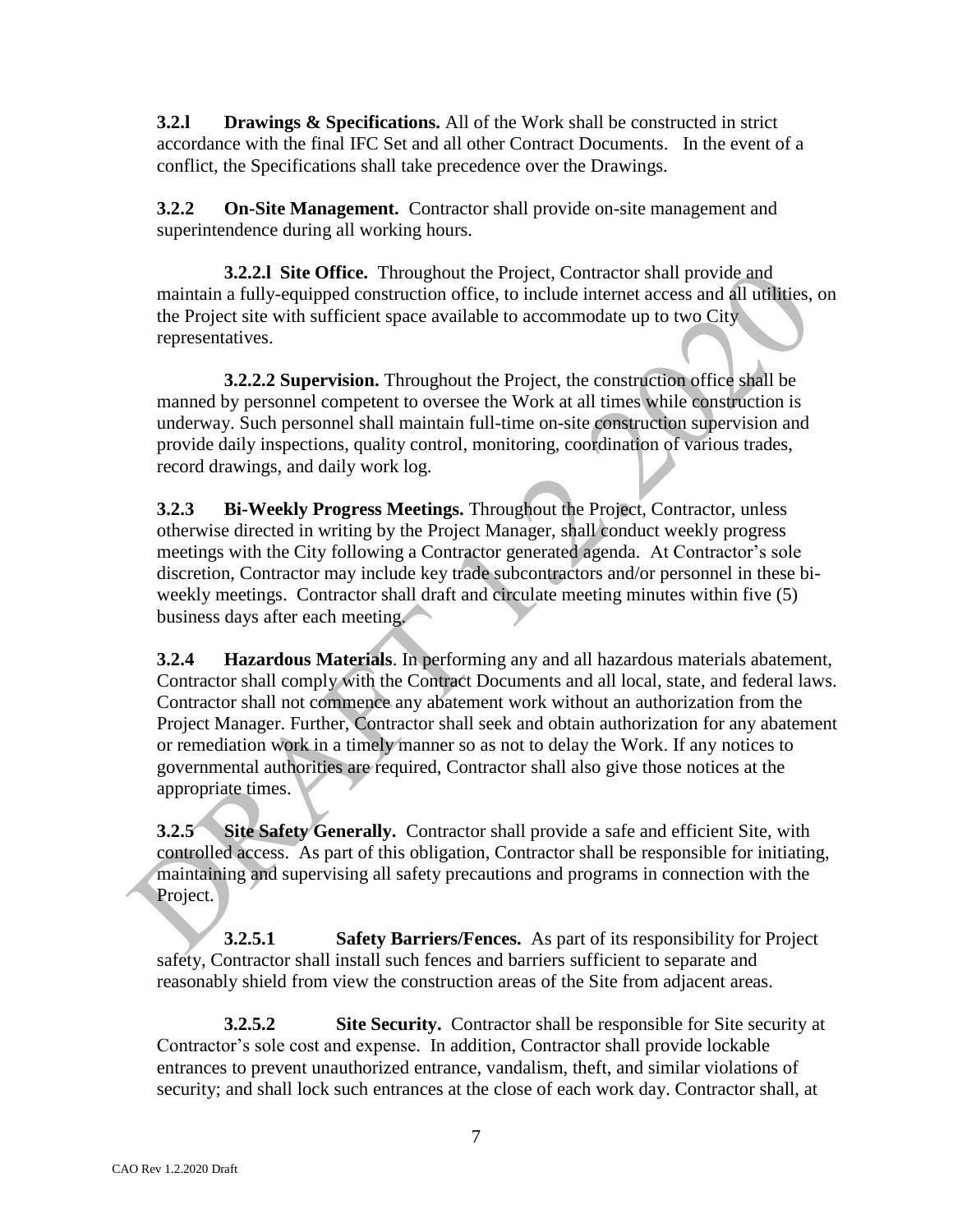**3.2.l Drawings & Specifications.** All of the Work shall be constructed in strict accordance with the final IFC Set and all other Contract Documents. In the event of a conflict, the Specifications shall take precedence over the Drawings.

**3.2.2 On-Site Management.** Contractor shall provide on-site management and superintendence during all working hours.

**3.2.2.l Site Office.** Throughout the Project, Contractor shall provide and maintain a fully-equipped construction office, to include internet access and all utilities, on the Project site with sufficient space available to accommodate up to two City representatives.

**3.2.2.2 Supervision.** Throughout the Project, the construction office shall be manned by personnel competent to oversee the Work at all times while construction is underway. Such personnel shall maintain full-time on-site construction supervision and provide daily inspections, quality control, monitoring, coordination of various trades, record drawings, and daily work log.

**3.2.3 Bi-Weekly Progress Meetings.** Throughout the Project, Contractor, unless otherwise directed in writing by the Project Manager, shall conduct weekly progress meetings with the City following a Contractor generated agenda. At Contractor's sole discretion, Contractor may include key trade subcontractors and/or personnel in these bi-weekly meetings. Contractor shall draft and circulate meeting minutes within five (5) business days after each meeting.

**3.2.4 Hazardous Materials**. In performing any and all hazardous materials abatement, Contractor shall comply with the Contract Documents and all local, state, and federal laws. Contractor shall not commence any abatement work without an authorization from the Project Manager. Further, Contractor shall seek and obtain authorization for any abatement or remediation work in a timely manner so as not to delay the Work. If any notices to governmental authorities are required, Contractor shall also give those notices at the appropriate times.

**3.2.5 Site Safety Generally.** Contractor shall provide a safe and efficient Site, with controlled access. As part of this obligation, Contractor shall be responsible for initiating, maintaining and supervising all safety precautions and programs in connection with the Project.

**3.2.5.1 Safety Barriers/Fences.** As part of its responsibility for Project safety, Contractor shall install such fences and barriers sufficient to separate and reasonably shield from view the construction areas of the Site from adjacent areas.

**3.2.5.2 Site Security.** Contractor shall be responsible for Site security at Contractor's sole cost and expense. In addition, Contractor shall provide lockable entrances to prevent unauthorized entrance, vandalism, theft, and similar violations of security; and shall lock such entrances at the close of each work day. Contractor shall, at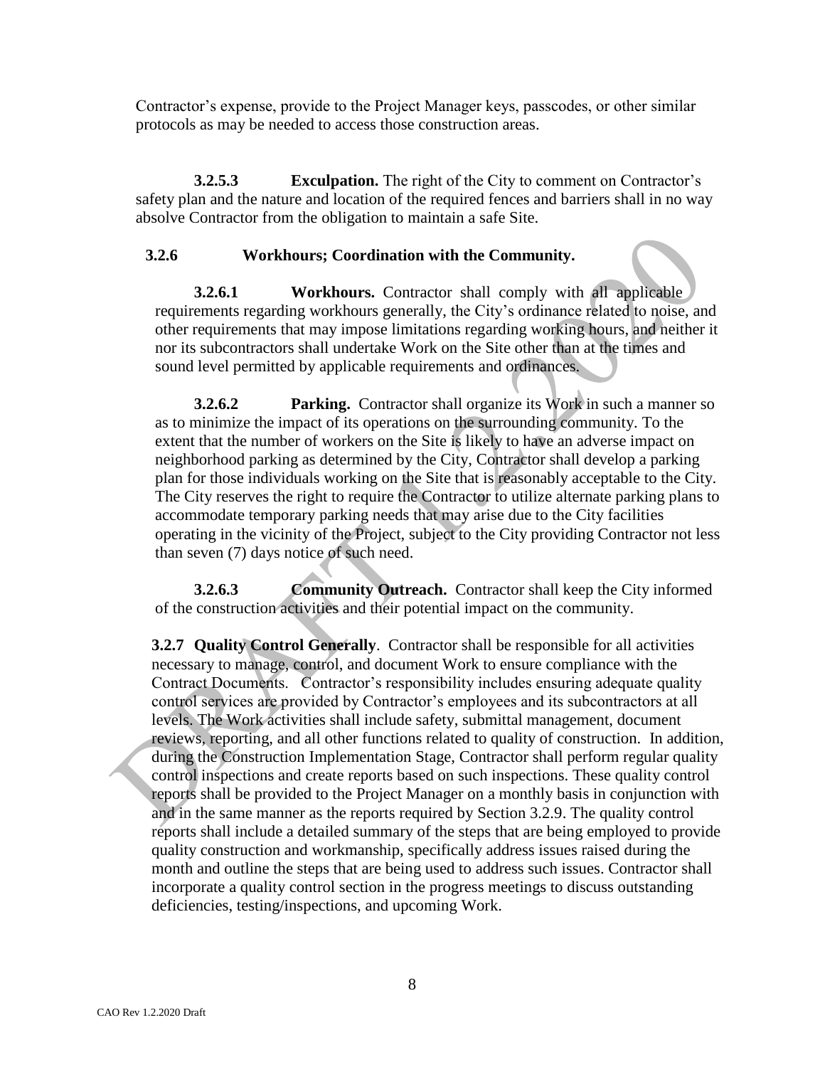Contractor's expense, provide to the Project Manager keys, passcodes, or other similar protocols as may be needed to access those construction areas.

**3.2.5.3 Exculpation.** The right of the City to comment on Contractor's safety plan and the nature and location of the required fences and barriers shall in no way absolve Contractor from the obligation to maintain a safe Site.

**3.2.6 Workhours; Coordination with the Community.**

**3.2.6.1 Workhours.** Contractor shall comply with all applicable requirements regarding workhours generally, the City's ordinance related to noise, and other requirements that may impose limitations regarding working hours, and neither it nor its subcontractors shall undertake Work on the Site other than at the times and sound level permitted by applicable requirements and ordinances.

**3.2.6.2 Parking.** Contractor shall organize its Work in such a manner so as to minimize the impact of its operations on the surrounding community. To the extent that the number of workers on the Site is likely to have an adverse impact on neighborhood parking as determined by the City, Contractor shall develop a parking plan for those individuals working on the Site that is reasonably acceptable to the City. The City reserves the right to require the Contractor to utilize alternate parking plans to accommodate temporary parking needs that may arise due to the City facilities operating in the vicinity of the Project, subject to the City providing Contractor not less than seven (7) days notice of such need.

**3.2.6.3 Community Outreach.** Contractor shall keep the City informed of the construction activities and their potential impact on the community.

**3.2.7 Quality Control Generally**. Contractor shall be responsible for all activities necessary to manage, control, and document Work to ensure compliance with the Contract Documents. Contractor's responsibility includes ensuring adequate quality control services are provided by Contractor's employees and its subcontractors at all levels. The Work activities shall include safety, submittal management, document reviews, reporting, and all other functions related to quality of construction. In addition, during the Construction Implementation Stage, Contractor shall perform regular quality control inspections and create reports based on such inspections. These quality control reports shall be provided to the Project Manager on a monthly basis in conjunction with and in the same manner as the reports required by Section 3.2.9. The quality control reports shall include a detailed summary of the steps that are being employed to provide quality construction and workmanship, specifically address issues raised during the month and outline the steps that are being used to address such issues. Contractor shall incorporate a quality control section in the progress meetings to discuss outstanding deficiencies, testing/inspections, and upcoming Work.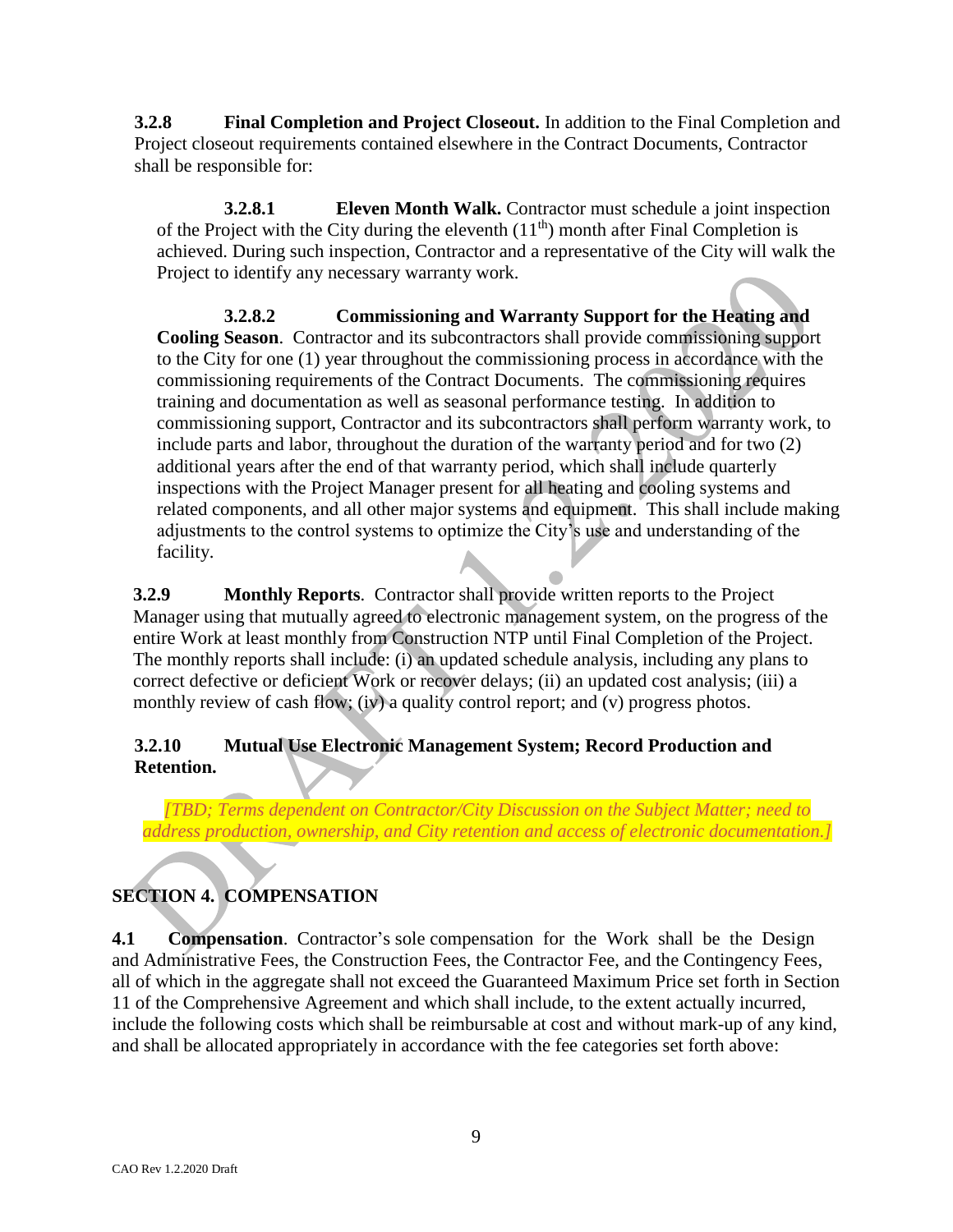**3.2.8 Final Completion and Project Closeout.** In addition to the Final Completion and Project closeout requirements contained elsewhere in the Contract Documents, Contractor shall be responsible for:

**3.2.8.1 Eleven Month Walk.** Contractor must schedule a joint inspection of the Project with the City during the eleventh (11th) month after Final Completion is achieved. During such inspection, Contractor and a representative of the City will walk the Project to identify any necessary warranty work.

**3.2.8.2 Commissioning and Warranty Support for the Heating and Cooling Season**. Contractor and its subcontractors shall provide commissioning support to the City for one (1) year throughout the commissioning process in accordance with the commissioning requirements of the Contract Documents. The commissioning requires training and documentation as well as seasonal performance testing. In addition to commissioning support, Contractor and its subcontractors shall perform warranty work, to include parts and labor, throughout the duration of the warranty period and for two (2) additional years after the end of that warranty period, which shall include quarterly inspections with the Project Manager present for all heating and cooling systems and related components, and all other major systems and equipment. This shall include making adjustments to the control systems to optimize the City's use and understanding of the facility.

**3.2.9 Monthly Reports**. Contractor shall provide written reports to the Project Manager using that mutually agreed to electronic management system, on the progress of the entire Work at least monthly from Construction NTP until Final Completion of the Project. The monthly reports shall include: (i) an updated schedule analysis, including any plans to correct defective or deficient Work or recover delays; (ii) an updated cost analysis; (iii) a monthly review of cash flow; (iv) a quality control report; and (v) progress photos.

**3.2.10 Mutual Use Electronic Management System; Record Production and Retention.**

*[TBD; Terms dependent on Contractor/City Discussion on the Subject Matter; need to address production, ownership, and City retention and access of electronic documentation.]*

## SECTION 4. COMPENSATION

**4.1 Compensation**. Contractor's sole compensation for the Work shall be the Design and Administrative Fees, the Construction Fees, the Contractor Fee, and the Contingency Fees, all of which in the aggregate shall not exceed the Guaranteed Maximum Price set forth in Section 11 of the Comprehensive Agreement and which shall include, to the extent actually incurred, include the following costs which shall be reimbursable at cost and without mark-up of any kind, and shall be allocated appropriately in accordance with the fee categories set forth above: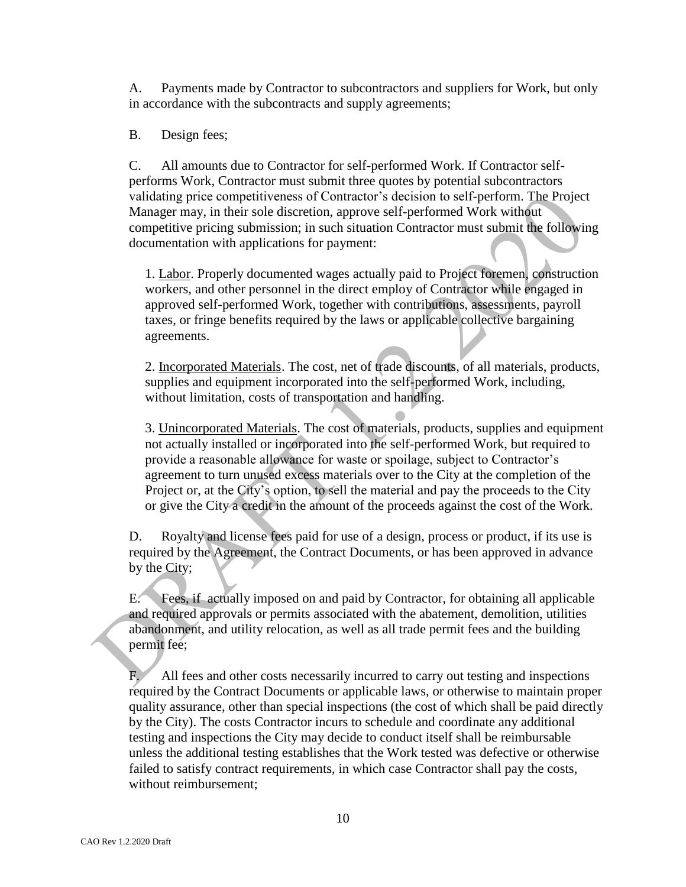A. Payments made by Contractor to subcontractors and suppliers for Work, but only in accordance with the subcontracts and supply agreements;

B. Design fees;

C. All amounts due to Contractor for self-performed Work. If Contractor self-performs Work, Contractor must submit three quotes by potential subcontractors validating price competitiveness of Contractor's decision to self-perform. The Project Manager may, in their sole discretion, approve self-performed Work without competitive pricing submission; in such situation Contractor must submit the following documentation with applications for payment:

1. Labor. Properly documented wages actually paid to Project foremen, construction workers, and other personnel in the direct employ of Contractor while engaged in approved self-performed Work, together with contributions, assessments, payroll taxes, or fringe benefits required by the laws or applicable collective bargaining agreements.

2. Incorporated Materials. The cost, net of trade discounts, of all materials, products, supplies and equipment incorporated into the self-performed Work, including, without limitation, costs of transportation and handling.

3. Unincorporated Materials. The cost of materials, products, supplies and equipment not actually installed or incorporated into the self-performed Work, but required to provide a reasonable allowance for waste or spoilage, subject to Contractor's agreement to turn unused excess materials over to the City at the completion of the Project or, at the City's option, to sell the material and pay the proceeds to the City or give the City a credit in the amount of the proceeds against the cost of the Work.

D. Royalty and license fees paid for use of a design, process or product, if its use is required by the Agreement, the Contract Documents, or has been approved in advance by the City;

E. Fees, if actually imposed on and paid by Contractor, for obtaining all applicable and required approvals or permits associated with the abatement, demolition, utilities abandonment, and utility relocation, as well as all trade permit fees and the building permit fee;

F. All fees and other costs necessarily incurred to carry out testing and inspections required by the Contract Documents or applicable laws, or otherwise to maintain proper quality assurance, other than special inspections (the cost of which shall be paid directly by the City). The costs Contractor incurs to schedule and coordinate any additional testing and inspections the City may decide to conduct itself shall be reimbursable unless the additional testing establishes that the Work tested was defective or otherwise failed to satisfy contract requirements, in which case Contractor shall pay the costs, without reimbursement;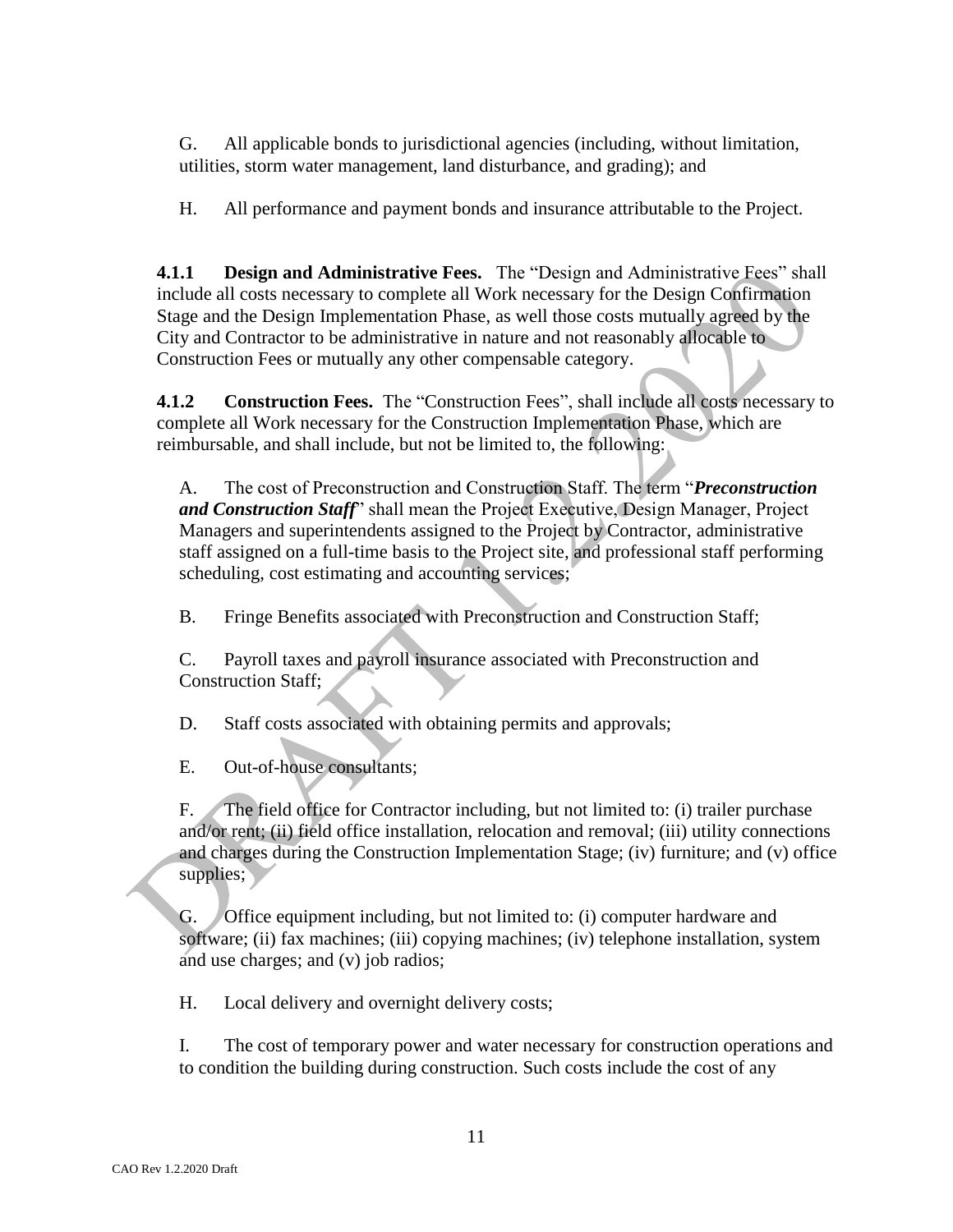G. All applicable bonds to jurisdictional agencies (including, without limitation, utilities, storm water management, land disturbance, and grading); and

H. All performance and payment bonds and insurance attributable to the Project.

**4.1.1 Design and Administrative Fees.** The "Design and Administrative Fees" shall include all costs necessary to complete all Work necessary for the Design Confirmation Stage and the Design Implementation Phase, as well those costs mutually agreed by the City and Contractor to be administrative in nature and not reasonably allocable to Construction Fees or mutually any other compensable category.

**4.1.2 Construction Fees.** The "Construction Fees", shall include all costs necessary to complete all Work necessary for the Construction Implementation Phase, which are reimbursable, and shall include, but not be limited to, the following:

A. The cost of Preconstruction and Construction Staff. The term "***Preconstruction and Construction Staff***" shall mean the Project Executive, Design Manager, Project Managers and superintendents assigned to the Project by Contractor, administrative staff assigned on a full-time basis to the Project site, and professional staff performing scheduling, cost estimating and accounting services;

B. Fringe Benefits associated with Preconstruction and Construction Staff;

C. Payroll taxes and payroll insurance associated with Preconstruction and Construction Staff;

D. Staff costs associated with obtaining permits and approvals;

E. Out-of-house consultants;

F. The field office for Contractor including, but not limited to: (i) trailer purchase and/or rent; (ii) field office installation, relocation and removal; (iii) utility connections and charges during the Construction Implementation Stage; (iv) furniture; and (v) office supplies;

G. Office equipment including, but not limited to: (i) computer hardware and software; (ii) fax machines; (iii) copying machines; (iv) telephone installation, system and use charges; and (v) job radios;

H. Local delivery and overnight delivery costs;

I. The cost of temporary power and water necessary for construction operations and to condition the building during construction. Such costs include the cost of any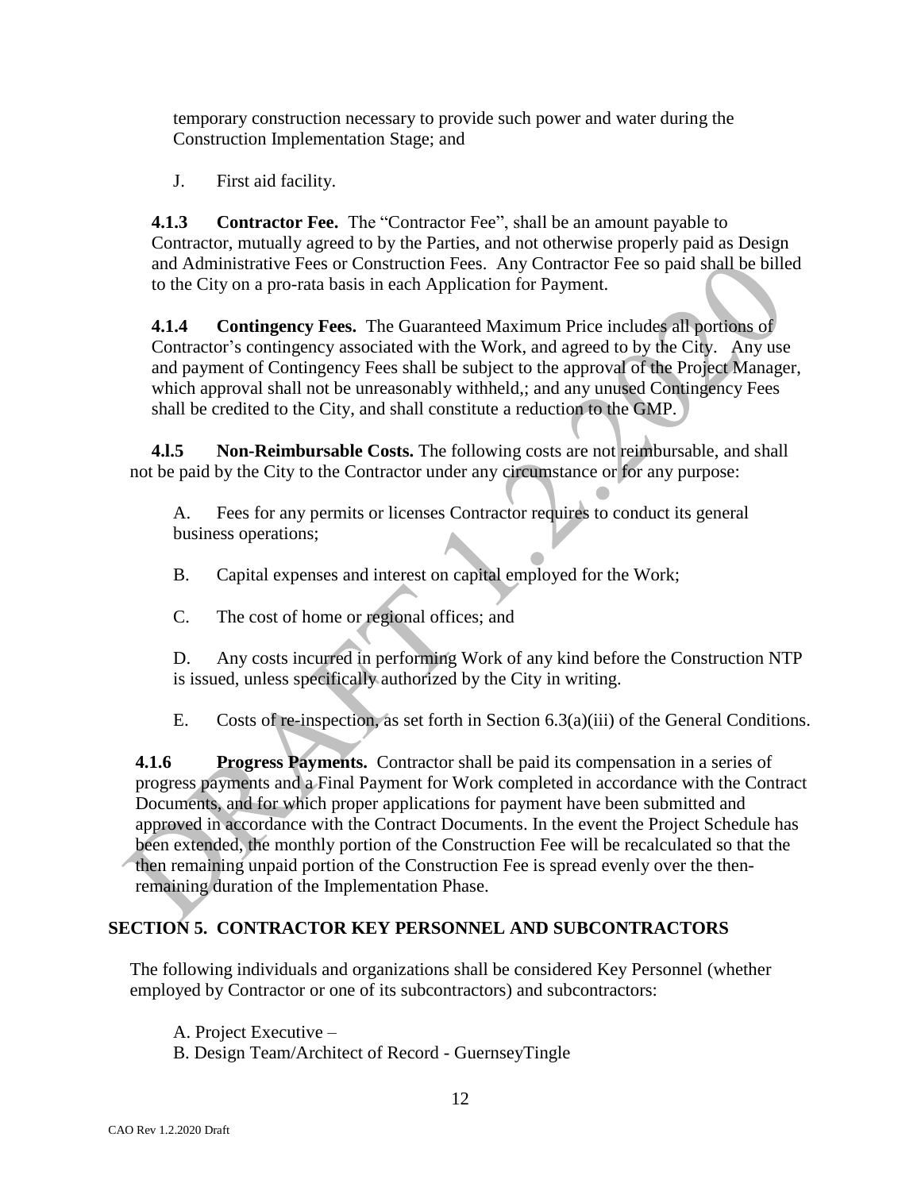temporary construction necessary to provide such power and water during the Construction Implementation Stage; and

J. First aid facility.

**4.1.3 Contractor Fee.** The "Contractor Fee", shall be an amount payable to Contractor, mutually agreed to by the Parties, and not otherwise properly paid as Design and Administrative Fees or Construction Fees. Any Contractor Fee so paid shall be billed to the City on a pro-rata basis in each Application for Payment.

**4.1.4 Contingency Fees.** The Guaranteed Maximum Price includes all portions of Contractor's contingency associated with the Work, and agreed to by the City. Any use and payment of Contingency Fees shall be subject to the approval of the Project Manager, which approval shall not be unreasonably withheld,; and any unused Contingency Fees shall be credited to the City, and shall constitute a reduction to the GMP.

**4.l.5 Non-Reimbursable Costs.** The following costs are not reimbursable, and shall not be paid by the City to the Contractor under any circumstance or for any purpose:

A. Fees for any permits or licenses Contractor requires to conduct its general business operations;

B. Capital expenses and interest on capital employed for the Work;

C. The cost of home or regional offices; and

D. Any costs incurred in performing Work of any kind before the Construction NTP is issued, unless specifically authorized by the City in writing.

E. Costs of re-inspection, as set forth in Section 6.3(a)(iii) of the General Conditions.

**4.1.6 Progress Payments.** Contractor shall be paid its compensation in a series of progress payments and a Final Payment for Work completed in accordance with the Contract Documents, and for which proper applications for payment have been submitted and approved in accordance with the Contract Documents. In the event the Project Schedule has been extended, the monthly portion of the Construction Fee will be recalculated so that the then remaining unpaid portion of the Construction Fee is spread evenly over the then-remaining duration of the Implementation Phase.

## SECTION 5. CONTRACTOR KEY PERSONNEL AND SUBCONTRACTORS

The following individuals and organizations shall be considered Key Personnel (whether employed by Contractor or one of its subcontractors) and subcontractors:

A. Project Executive –
B. Design Team/Architect of Record - GuernseyTingle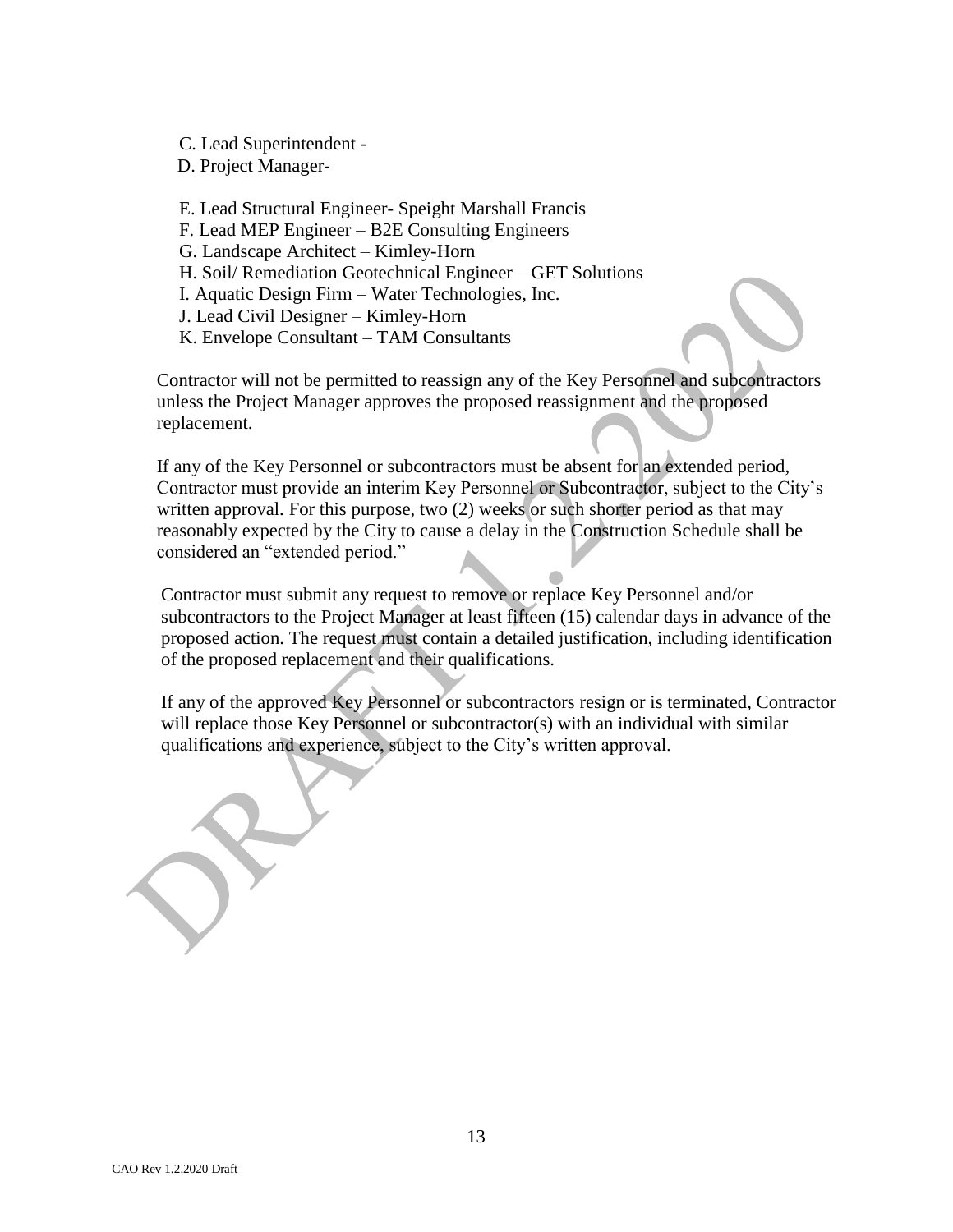C. Lead Superintendent -
D. Project Manager-

E. Lead Structural Engineer- Speight Marshall Francis
F. Lead MEP Engineer – B2E Consulting Engineers
G. Landscape Architect – Kimley-Horn
H. Soil/ Remediation Geotechnical Engineer – GET Solutions
I. Aquatic Design Firm – Water Technologies, Inc.
J. Lead Civil Designer – Kimley-Horn
K. Envelope Consultant – TAM Consultants

Contractor will not be permitted to reassign any of the Key Personnel and subcontractors unless the Project Manager approves the proposed reassignment and the proposed replacement.

If any of the Key Personnel or subcontractors must be absent for an extended period, Contractor must provide an interim Key Personnel or Subcontractor, subject to the City's written approval. For this purpose, two (2) weeks or such shorter period as that may reasonably expected by the City to cause a delay in the Construction Schedule shall be considered an "extended period."

Contractor must submit any request to remove or replace Key Personnel and/or subcontractors to the Project Manager at least fifteen (15) calendar days in advance of the proposed action. The request must contain a detailed justification, including identification of the proposed replacement and their qualifications.

If any of the approved Key Personnel or subcontractors resign or is terminated, Contractor will replace those Key Personnel or subcontractor(s) with an individual with similar qualifications and experience, subject to the City's written approval.